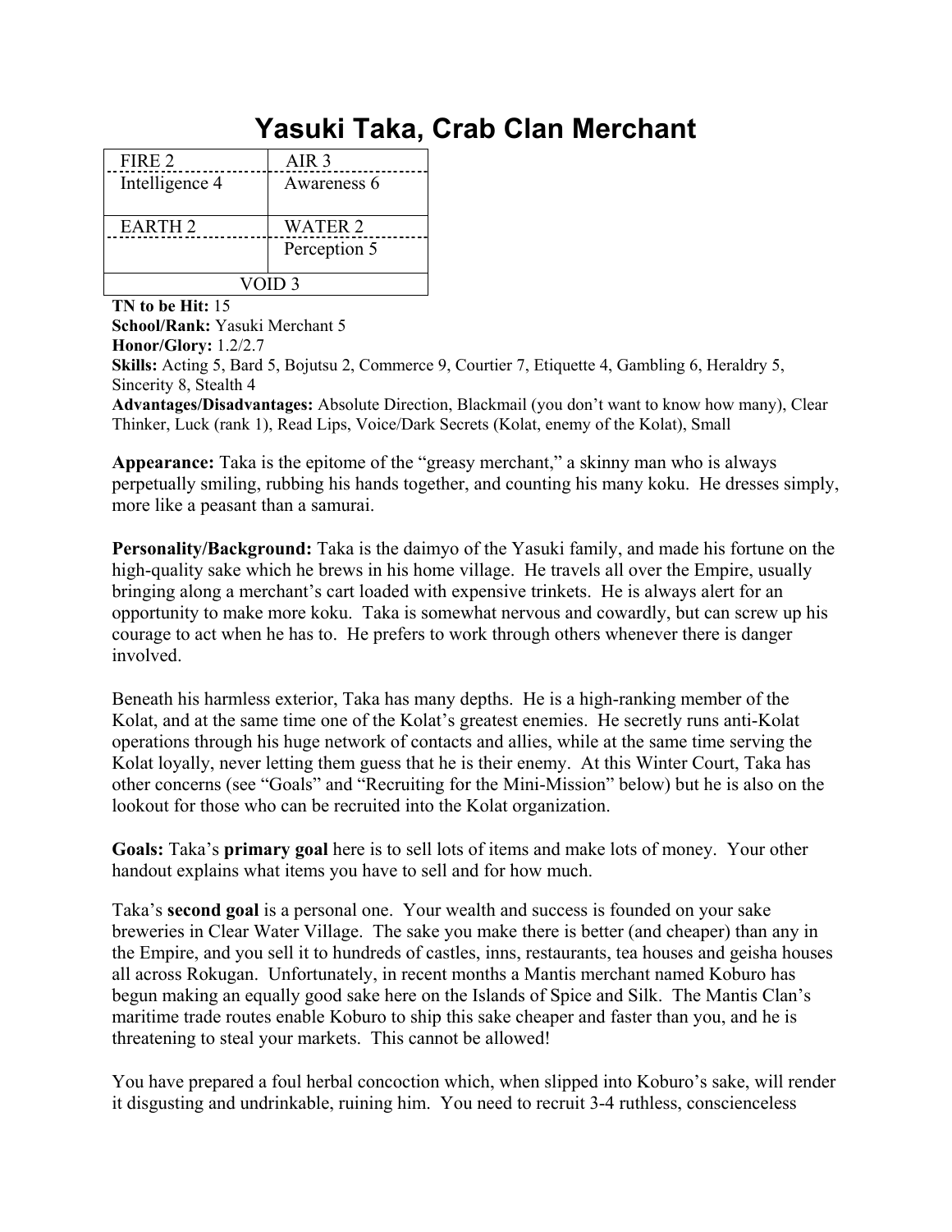# Yasuki Taka, Crab Clan Merchant

| FIRE 2 | AIR 3 |
|---|---|
| Intelligence 4 | Awareness 6 |
| EARTH 2 | WATER 2 |
| | Perception 5 |
| VOID 3 | |

**TN to be Hit:** 15
**School/Rank:** Yasuki Merchant 5
**Honor/Glory:** 1.2/2.7
**Skills:** Acting 5, Bard 5, Bojutsu 2, Commerce 9, Courtier 7, Etiquette 4, Gambling 6, Heraldry 5, Sincerity 8, Stealth 4
**Advantages/Disadvantages:** Absolute Direction, Blackmail (you don't want to know how many), Clear Thinker, Luck (rank 1), Read Lips, Voice/Dark Secrets (Kolat, enemy of the Kolat), Small

**Appearance:** Taka is the epitome of the "greasy merchant," a skinny man who is always perpetually smiling, rubbing his hands together, and counting his many koku. He dresses simply, more like a peasant than a samurai.

**Personality/Background:** Taka is the daimyo of the Yasuki family, and made his fortune on the high-quality sake which he brews in his home village. He travels all over the Empire, usually bringing along a merchant's cart loaded with expensive trinkets. He is always alert for an opportunity to make more koku. Taka is somewhat nervous and cowardly, but can screw up his courage to act when he has to. He prefers to work through others whenever there is danger involved.

Beneath his harmless exterior, Taka has many depths. He is a high-ranking member of the Kolat, and at the same time one of the Kolat's greatest enemies. He secretly runs anti-Kolat operations through his huge network of contacts and allies, while at the same time serving the Kolat loyally, never letting them guess that he is their enemy. At this Winter Court, Taka has other concerns (see "Goals" and "Recruiting for the Mini-Mission" below) but he is also on the lookout for those who can be recruited into the Kolat organization.

**Goals:** Taka's **primary goal** here is to sell lots of items and make lots of money. Your other handout explains what items you have to sell and for how much.

Taka's **second goal** is a personal one. Your wealth and success is founded on your sake breweries in Clear Water Village. The sake you make there is better (and cheaper) than any in the Empire, and you sell it to hundreds of castles, inns, restaurants, tea houses and geisha houses all across Rokugan. Unfortunately, in recent months a Mantis merchant named Koburo has begun making an equally good sake here on the Islands of Spice and Silk. The Mantis Clan's maritime trade routes enable Koburo to ship this sake cheaper and faster than you, and he is threatening to steal your markets. This cannot be allowed!

You have prepared a foul herbal concoction which, when slipped into Koburo's sake, will render it disgusting and undrinkable, ruining him. You need to recruit 3-4 ruthless, conscienceless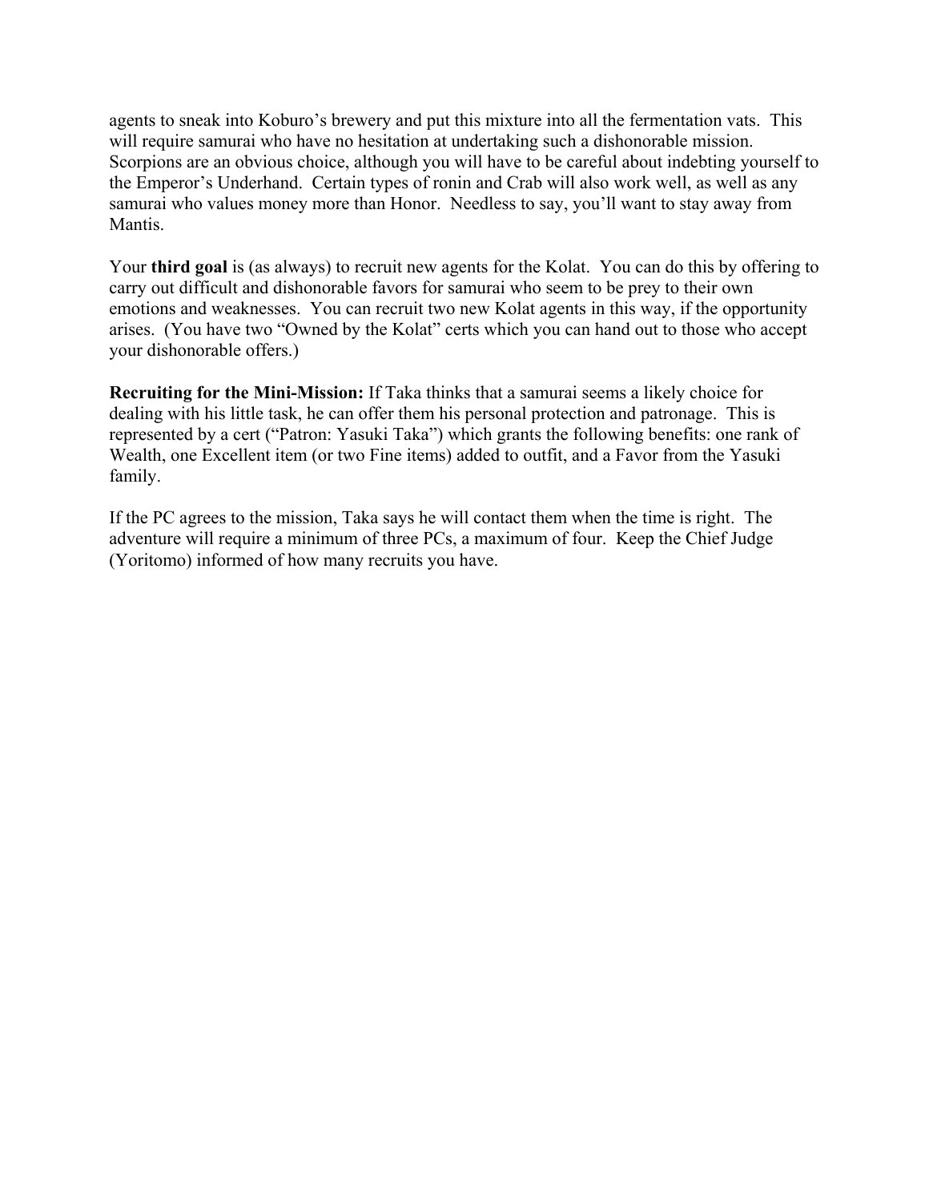agents to sneak into Koburo's brewery and put this mixture into all the fermentation vats. This will require samurai who have no hesitation at undertaking such a dishonorable mission. Scorpions are an obvious choice, although you will have to be careful about indebting yourself to the Emperor's Underhand. Certain types of ronin and Crab will also work well, as well as any samurai who values money more than Honor. Needless to say, you'll want to stay away from Mantis.

Your **third goal** is (as always) to recruit new agents for the Kolat. You can do this by offering to carry out difficult and dishonorable favors for samurai who seem to be prey to their own emotions and weaknesses. You can recruit two new Kolat agents in this way, if the opportunity arises. (You have two "Owned by the Kolat" certs which you can hand out to those who accept your dishonorable offers.)

**Recruiting for the Mini-Mission:** If Taka thinks that a samurai seems a likely choice for dealing with his little task, he can offer them his personal protection and patronage. This is represented by a cert ("Patron: Yasuki Taka") which grants the following benefits: one rank of Wealth, one Excellent item (or two Fine items) added to outfit, and a Favor from the Yasuki family.

If the PC agrees to the mission, Taka says he will contact them when the time is right. The adventure will require a minimum of three PCs, a maximum of four. Keep the Chief Judge (Yoritomo) informed of how many recruits you have.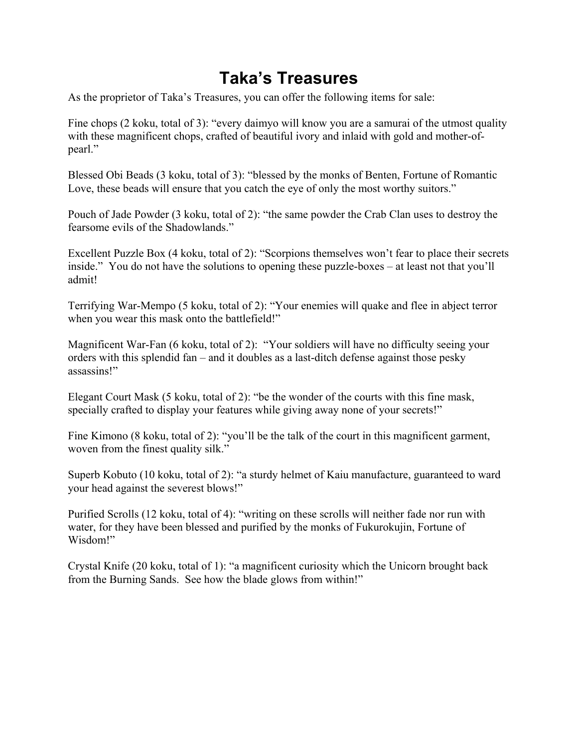# Taka's Treasures

As the proprietor of Taka's Treasures, you can offer the following items for sale:

Fine chops (2 koku, total of 3): "every daimyo will know you are a samurai of the utmost quality with these magnificent chops, crafted of beautiful ivory and inlaid with gold and mother-of-pearl."

Blessed Obi Beads (3 koku, total of 3): "blessed by the monks of Benten, Fortune of Romantic Love, these beads will ensure that you catch the eye of only the most worthy suitors."

Pouch of Jade Powder (3 koku, total of 2): "the same powder the Crab Clan uses to destroy the fearsome evils of the Shadowlands."

Excellent Puzzle Box (4 koku, total of 2): "Scorpions themselves won't fear to place their secrets inside." You do not have the solutions to opening these puzzle-boxes – at least not that you'll admit!

Terrifying War-Mempo (5 koku, total of 2): "Your enemies will quake and flee in abject terror when you wear this mask onto the battlefield!"

Magnificent War-Fan (6 koku, total of 2): "Your soldiers will have no difficulty seeing your orders with this splendid fan – and it doubles as a last-ditch defense against those pesky assassins!"

Elegant Court Mask (5 koku, total of 2): "be the wonder of the courts with this fine mask, specially crafted to display your features while giving away none of your secrets!"

Fine Kimono (8 koku, total of 2): "you'll be the talk of the court in this magnificent garment, woven from the finest quality silk."

Superb Kobuto (10 koku, total of 2): "a sturdy helmet of Kaiu manufacture, guaranteed to ward your head against the severest blows!"

Purified Scrolls (12 koku, total of 4): "writing on these scrolls will neither fade nor run with water, for they have been blessed and purified by the monks of Fukurokujin, Fortune of Wisdom!"

Crystal Knife (20 koku, total of 1): "a magnificent curiosity which the Unicorn brought back from the Burning Sands. See how the blade glows from within!"